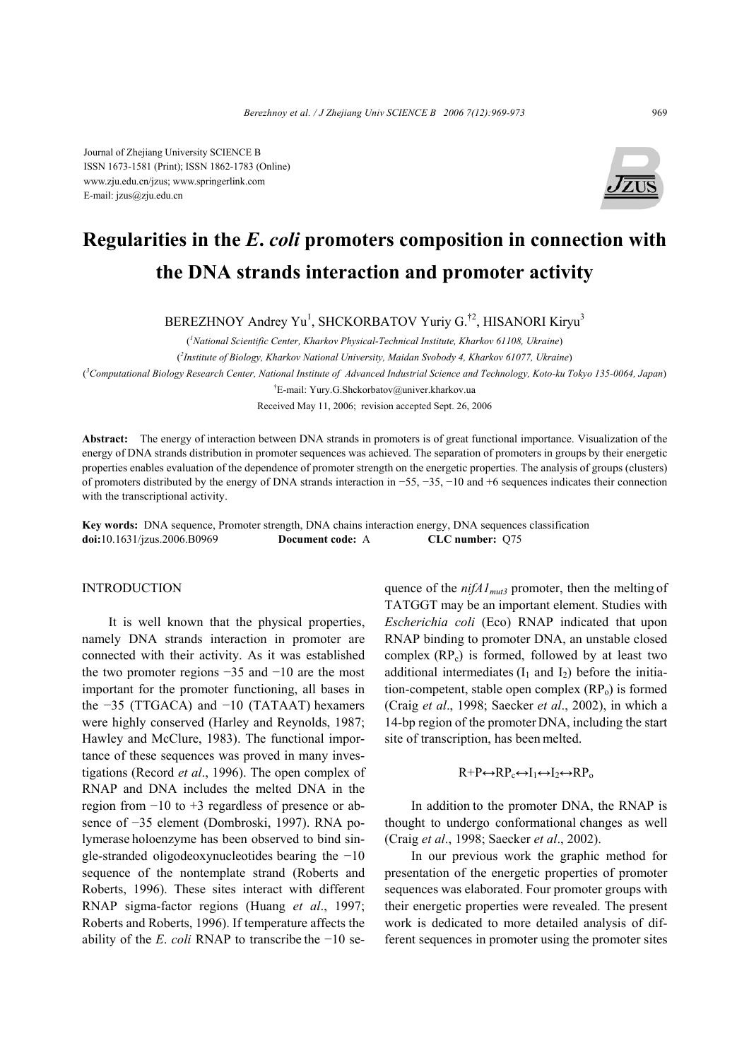Journal of Zhejiang University SCIENCE B
ISSN 1673-1581 (Print); ISSN 1862-1783 (Online)
www.zju.edu.cn/jzus; www.springerlink.com
E-mail: jzus@zju.edu.cn

# Regularities in the *E. coli* promoters composition in connection with the DNA strands interaction and promoter activity

BEREZHNOY Andrey Yu[1], SHCKORBATOV Yuriy G.[†2], HISANORI Kiryu[3]

([1]*National Scientific Center, Kharkov Physical-Technical Institute, Kharkov 61108, Ukraine*)

([2]*Institute of Biology, Kharkov National University, Maidan Svobody 4, Kharkov 61077, Ukraine*)

([3]*Computational Biology Research Center, National Institute of Advanced Industrial Science and Technology, Koto-ku Tokyo 135-0064, Japan*)

[†]E-mail: Yury.G.Shckorbatov@univer.kharkov.ua

Received May 11, 2006; revision accepted Sept. 26, 2006

**Abstract:** The energy of interaction between DNA strands in promoters is of great functional importance. Visualization of the energy of DNA strands distribution in promoter sequences was achieved. The separation of promoters in groups by their energetic properties enables evaluation of the dependence of promoter strength on the energetic properties. The analysis of groups (clusters) of promoters distributed by the energy of DNA strands interaction in −55, −35, −10 and +6 sequences indicates their connection with the transcriptional activity.

**Key words:** DNA sequence, Promoter strength, DNA chains interaction energy, DNA sequences classification
**doi:**10.1631/jzus.2006.B0969 **Document code:** A **CLC number:** Q75

## INTRODUCTION

It is well known that the physical properties, namely DNA strands interaction in promoter are connected with their activity. As it was established the two promoter regions −35 and −10 are the most important for the promoter functioning, all bases in the −35 (TTGACA) and −10 (TATAAT) hexamers were highly conserved (Harley and Reynolds, 1987; Hawley and McClure, 1983). The functional importance of these sequences was proved in many investigations (Record *et al*., 1996). The open complex of RNAP and DNA includes the melted DNA in the region from −10 to +3 regardless of presence or absence of −35 element (Dombroski, 1997). RNA polymerase holoenzyme has been observed to bind single-stranded oligodeoxynucleotides bearing the −10 sequence of the nontemplate strand (Roberts and Roberts, 1996). These sites interact with different RNAP sigma-factor regions (Huang *et al*., 1997; Roberts and Roberts, 1996). If temperature affects the ability of the *E. coli* RNAP to transcribe the −10 sequence of the *nifA1*$_{mut3}$ promoter, then the melting of TATGGT may be an important element. Studies with *Escherichia coli* (Eco) RNAP indicated that upon RNAP binding to promoter DNA, an unstable closed complex ($RP_c$) is formed, followed by at least two additional intermediates ($I_1$ and $I_2$) before the initiation-competent, stable open complex ($RP_o$) is formed (Craig *et al*., 1998; Saecker *et al*., 2002), in which a 14-bp region of the promoter DNA, including the start site of transcription, has been melted.

$$R+P \leftrightarrow RP_c \leftrightarrow I_1 \leftrightarrow I_2 \leftrightarrow RP_o$$

In addition to the promoter DNA, the RNAP is thought to undergo conformational changes as well (Craig *et al*., 1998; Saecker *et al*., 2002).

In our previous work the graphic method for presentation of the energetic properties of promoter sequences was elaborated. Four promoter groups with their energetic properties were revealed. The present work is dedicated to more detailed analysis of different sequences in promoter using the promoter sites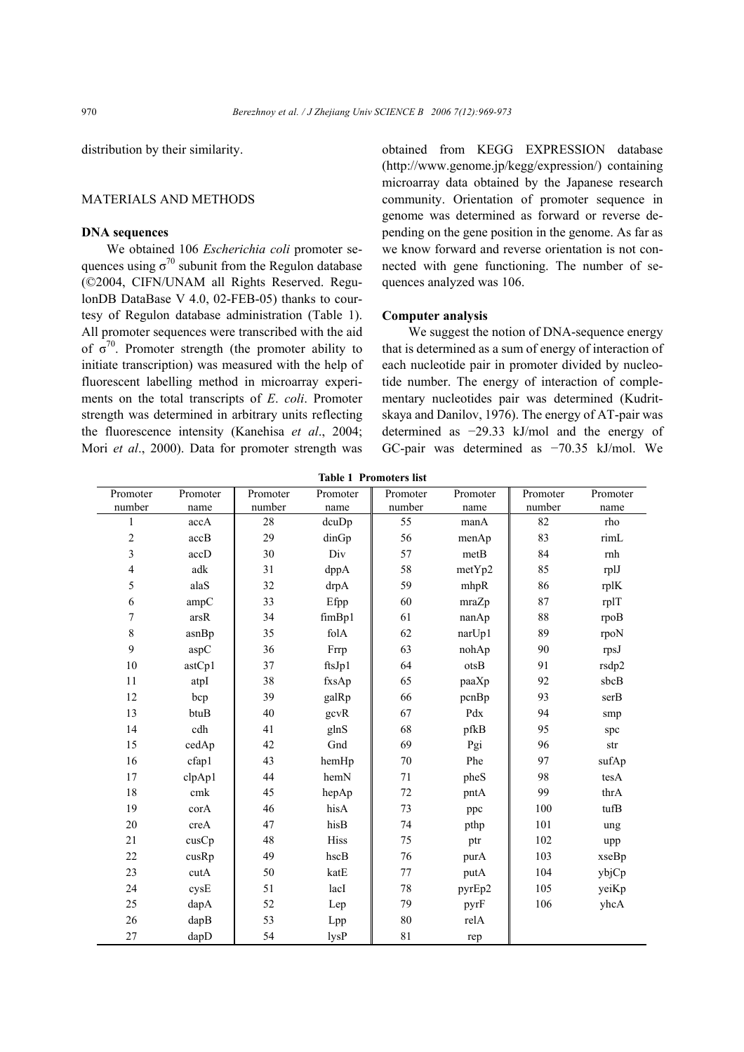distribution by their similarity.

## MATERIALS AND METHODS

### DNA sequences

We obtained 106 *Escherichia coli* promoter sequences using $\sigma^{70}$ subunit from the Regulon database (©2004, CIFN/UNAM all Rights Reserved. RegulonDB DataBase V 4.0, 02-FEB-05) thanks to courtesy of Regulon database administration (Table 1). All promoter sequences were transcribed with the aid of $\sigma^{70}$. Promoter strength (the promoter ability to initiate transcription) was measured with the help of fluorescent labelling method in microarray experiments on the total transcripts of *E. coli*. Promoter strength was determined in arbitrary units reflecting the fluorescence intensity (Kanehisa *et al*., 2004; Mori *et al*., 2000). Data for promoter strength was obtained from KEGG EXPRESSION database (http://www.genome.jp/kegg/expression/) containing microarray data obtained by the Japanese research community. Orientation of promoter sequence in genome was determined as forward or reverse depending on the gene position in the genome. As far as we know forward and reverse orientation is not connected with gene functioning. The number of sequences analyzed was 106.

### Computer analysis

We suggest the notion of DNA-sequence energy that is determined as a sum of energy of interaction of each nucleotide pair in promoter divided by nucleotide number. The energy of interaction of complementary nucleotides pair was determined (Kudritskaya and Danilov, 1976). The energy of AT-pair was determined as −29.33 kJ/mol and the energy of GC-pair was determined as −70.35 kJ/mol. We

**Table 1 Promoters list**

| Promoter number | Promoter name | Promoter number | Promoter name | Promoter number | Promoter name | Promoter number | Promoter name |
|---|---|---|---|---|---|---|---|
| 1 | accA | 28 | dcuDp | 55 | manA | 82 | rho |
| 2 | accB | 29 | dinGp | 56 | menAp | 83 | rimL |
| 3 | accD | 30 | Div | 57 | metB | 84 | rnh |
| 4 | adk | 31 | dppA | 58 | metYp2 | 85 | rplJ |
| 5 | alaS | 32 | drpA | 59 | mhpR | 86 | rplK |
| 6 | ampC | 33 | Efpp | 60 | mraZp | 87 | rplT |
| 7 | arsR | 34 | fimBp1 | 61 | nanAp | 88 | rpoB |
| 8 | asnBp | 35 | folA | 62 | narUp1 | 89 | rpoN |
| 9 | aspC | 36 | Frrp | 63 | nohAp | 90 | rpsJ |
| 10 | astCp1 | 37 | ftsJp1 | 64 | otsB | 91 | rsdp2 |
| 11 | atpI | 38 | fxsAp | 65 | paaXp | 92 | sbcB |
| 12 | bcp | 39 | galRp | 66 | pcnBp | 93 | serB |
| 13 | btuB | 40 | gcvR | 67 | Pdx | 94 | smp |
| 14 | cdh | 41 | glnS | 68 | pfkB | 95 | spc |
| 15 | cedAp | 42 | Gnd | 69 | Pgi | 96 | str |
| 16 | cfap1 | 43 | hemHp | 70 | Phe | 97 | sufAp |
| 17 | clpAp1 | 44 | hemN | 71 | pheS | 98 | tesA |
| 18 | cmk | 45 | hepAp | 72 | pntA | 99 | thrA |
| 19 | corA | 46 | hisA | 73 | ppc | 100 | tufB |
| 20 | creA | 47 | hisB | 74 | pthp | 101 | ung |
| 21 | cusCp | 48 | Hiss | 75 | ptr | 102 | upp |
| 22 | cusRp | 49 | hscB | 76 | purA | 103 | xseBp |
| 23 | cutA | 50 | katE | 77 | putA | 104 | ybjCp |
| 24 | cysE | 51 | lacI | 78 | pyrEp2 | 105 | yeiKp |
| 25 | dapA | 52 | Lep | 79 | pyrF | 106 | yhcA |
| 26 | dapB | 53 | Lpp | 80 | relA | | |
| 27 | dapD | 54 | lysP | 81 | rep | | |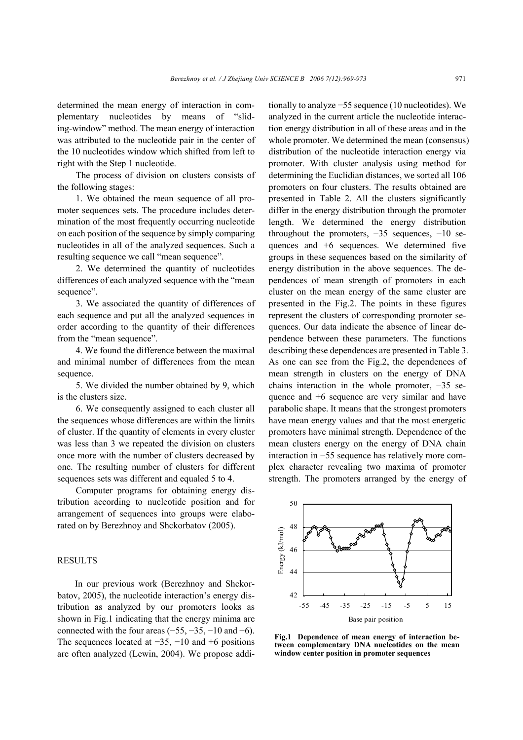determined the mean energy of interaction in complementary nucleotides by means of "sliding-window" method. The mean energy of interaction was attributed to the nucleotide pair in the center of the 10 nucleotides window which shifted from left to right with the Step 1 nucleotide.

The process of division on clusters consists of the following stages:

1. We obtained the mean sequence of all promoter sequences sets. The procedure includes determination of the most frequently occurring nucleotide on each position of the sequence by simply comparing nucleotides in all of the analyzed sequences. Such a resulting sequence we call "mean sequence".

2. We determined the quantity of nucleotides differences of each analyzed sequence with the "mean sequence".

3. We associated the quantity of differences of each sequence and put all the analyzed sequences in order according to the quantity of their differences from the "mean sequence".

4. We found the difference between the maximal and minimal number of differences from the mean sequence.

5. We divided the number obtained by 9, which is the clusters size.

6. We consequently assigned to each cluster all the sequences whose differences are within the limits of cluster. If the quantity of elements in every cluster was less than 3 we repeated the division on clusters once more with the number of clusters decreased by one. The resulting number of clusters for different sequences sets was different and equaled 5 to 4.

Computer programs for obtaining energy distribution according to nucleotide position and for arrangement of sequences into groups were elaborated on by Berezhnoy and Shckorbatov (2005).

## RESULTS

In our previous work (Berezhnoy and Shckorbatov, 2005), the nucleotide interaction's energy distribution as analyzed by our promoters looks as shown in Fig.1 indicating that the energy minima are connected with the four areas (−55, −35, −10 and +6). The sequences located at −35, −10 and +6 positions are often analyzed (Lewin, 2004). We propose additionally to analyze −55 sequence (10 nucleotides). We analyzed in the current article the nucleotide interaction energy distribution in all of these areas and in the whole promoter. We determined the mean (consensus) distribution of the nucleotide interaction energy via promoter. With cluster analysis using method for determining the Euclidian distances, we sorted all 106 promoters on four clusters. The results obtained are presented in Table 2. All the clusters significantly differ in the energy distribution through the promoter length. We determined the energy distribution throughout the promoters, −35 sequences, −10 sequences and +6 sequences. We determined five groups in these sequences based on the similarity of energy distribution in the above sequences. The dependences of mean strength of promoters in each cluster on the mean energy of the same cluster are presented in the Fig.2. The points in these figures represent the clusters of corresponding promoter sequences. Our data indicate the absence of linear dependence between these parameters. The functions describing these dependences are presented in Table 3. As one can see from the Fig.2, the dependences of mean strength in clusters on the energy of DNA chains interaction in the whole promoter, −35 sequence and +6 sequence are very similar and have parabolic shape. It means that the strongest promoters have mean energy values and that the most energetic promoters have minimal strength. Dependence of the mean clusters energy on the energy of DNA chain interaction in −55 sequence has relatively more complex character revealing two maxima of promoter strength. The promoters arranged by the energy of

**Fig.1 Dependence of mean energy of interaction between complementary DNA nucleotides on the mean window center position in promoter sequences**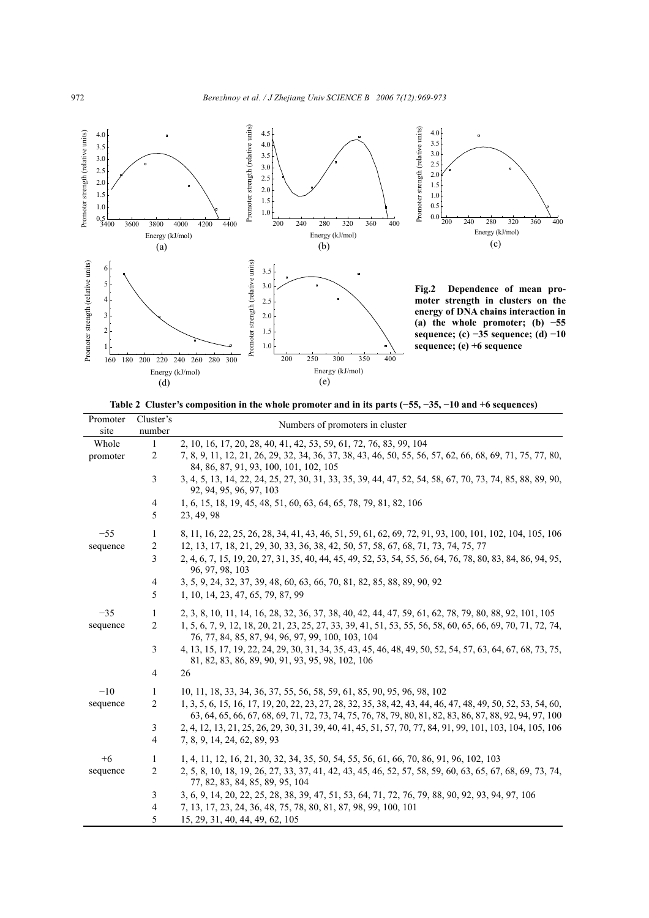**Fig.2 Dependence of mean promoter strength in clusters on the energy of DNA chains interaction in (a) the whole promoter; (b) −55 sequence; (c) −35 sequence; (d) −10 sequence; (e) +6 sequence**

**Table 2 Cluster's composition in the whole promoter and in its parts (−55, −35, −10 and +6 sequences)**

| Promoter site | Cluster's number | Numbers of promoters in cluster |
|---|---|---|
| Whole promoter | 1 | 2, 10, 16, 17, 20, 28, 40, 41, 42, 53, 59, 61, 72, 76, 83, 99, 104 |
| | 2 | 7, 8, 9, 11, 12, 21, 26, 29, 32, 34, 36, 37, 38, 43, 46, 50, 55, 56, 57, 62, 66, 68, 69, 71, 75, 77, 80, 84, 86, 87, 91, 93, 100, 101, 102, 105 |
| | 3 | 3, 4, 5, 13, 14, 22, 24, 25, 27, 30, 31, 33, 35, 39, 44, 47, 52, 54, 58, 67, 70, 73, 74, 85, 88, 89, 90, 92, 94, 95, 96, 97, 103 |
| | 4 | 1, 6, 15, 18, 19, 45, 48, 51, 60, 63, 64, 65, 78, 79, 81, 82, 106 |
| | 5 | 23, 49, 98 |
| −55 sequence | 1 | 8, 11, 16, 22, 25, 26, 28, 34, 41, 43, 46, 51, 59, 61, 62, 69, 72, 91, 93, 100, 101, 102, 104, 105, 106 |
| | 2 | 12, 13, 17, 18, 21, 29, 30, 33, 36, 38, 42, 50, 57, 58, 67, 68, 71, 73, 74, 75, 77 |
| | 3 | 2, 4, 6, 7, 15, 19, 20, 27, 31, 35, 40, 44, 45, 49, 52, 53, 54, 55, 56, 64, 76, 78, 80, 83, 84, 86, 94, 95, 96, 97, 98, 103 |
| | 4 | 3, 5, 9, 24, 32, 37, 39, 48, 60, 63, 66, 70, 81, 82, 85, 88, 89, 90, 92 |
| | 5 | 1, 10, 14, 23, 47, 65, 79, 87, 99 |
| −35 sequence | 1 | 2, 3, 8, 10, 11, 14, 16, 28, 32, 36, 37, 38, 40, 42, 44, 47, 59, 61, 62, 78, 79, 80, 88, 92, 101, 105 |
| | 2 | 1, 5, 6, 7, 9, 12, 18, 20, 21, 23, 25, 27, 33, 39, 41, 51, 53, 55, 56, 58, 60, 65, 66, 69, 70, 71, 72, 74, 76, 77, 84, 85, 87, 94, 96, 97, 99, 100, 103, 104 |
| | 3 | 4, 13, 15, 17, 19, 22, 24, 29, 30, 31, 34, 35, 43, 45, 46, 48, 49, 50, 52, 54, 57, 63, 64, 67, 68, 73, 75, 81, 82, 83, 86, 89, 90, 91, 93, 95, 98, 102, 106 |
| | 4 | 26 |
| −10 sequence | 1 | 10, 11, 18, 33, 34, 36, 37, 55, 56, 58, 59, 61, 85, 90, 95, 96, 98, 102 |
| | 2 | 1, 3, 5, 6, 15, 16, 17, 19, 20, 22, 23, 27, 28, 32, 35, 38, 42, 43, 44, 46, 47, 48, 49, 50, 52, 53, 54, 60, 63, 64, 65, 66, 67, 68, 69, 71, 72, 73, 74, 75, 76, 78, 79, 80, 81, 82, 83, 86, 87, 88, 92, 94, 97, 100 |
| | 3 | 2, 4, 12, 13, 21, 25, 26, 29, 30, 31, 39, 40, 41, 45, 51, 57, 70, 77, 84, 91, 99, 101, 103, 104, 105, 106 |
| | 4 | 7, 8, 9, 14, 24, 62, 89, 93 |
| +6 sequence | 1 | 1, 4, 11, 12, 16, 21, 30, 32, 34, 35, 50, 54, 55, 56, 61, 66, 70, 86, 91, 96, 102, 103 |
| | 2 | 2, 5, 8, 10, 18, 19, 26, 27, 33, 37, 41, 42, 43, 45, 46, 52, 57, 58, 59, 60, 63, 65, 67, 68, 69, 73, 74, 77, 82, 83, 84, 85, 89, 95, 104 |
| | 3 | 3, 6, 9, 14, 20, 22, 25, 28, 38, 39, 47, 51, 53, 64, 71, 72, 76, 79, 88, 90, 92, 93, 94, 97, 106 |
| | 4 | 7, 13, 17, 23, 24, 36, 48, 75, 78, 80, 81, 87, 98, 99, 100, 101 |
| | 5 | 15, 29, 31, 40, 44, 49, 62, 105 |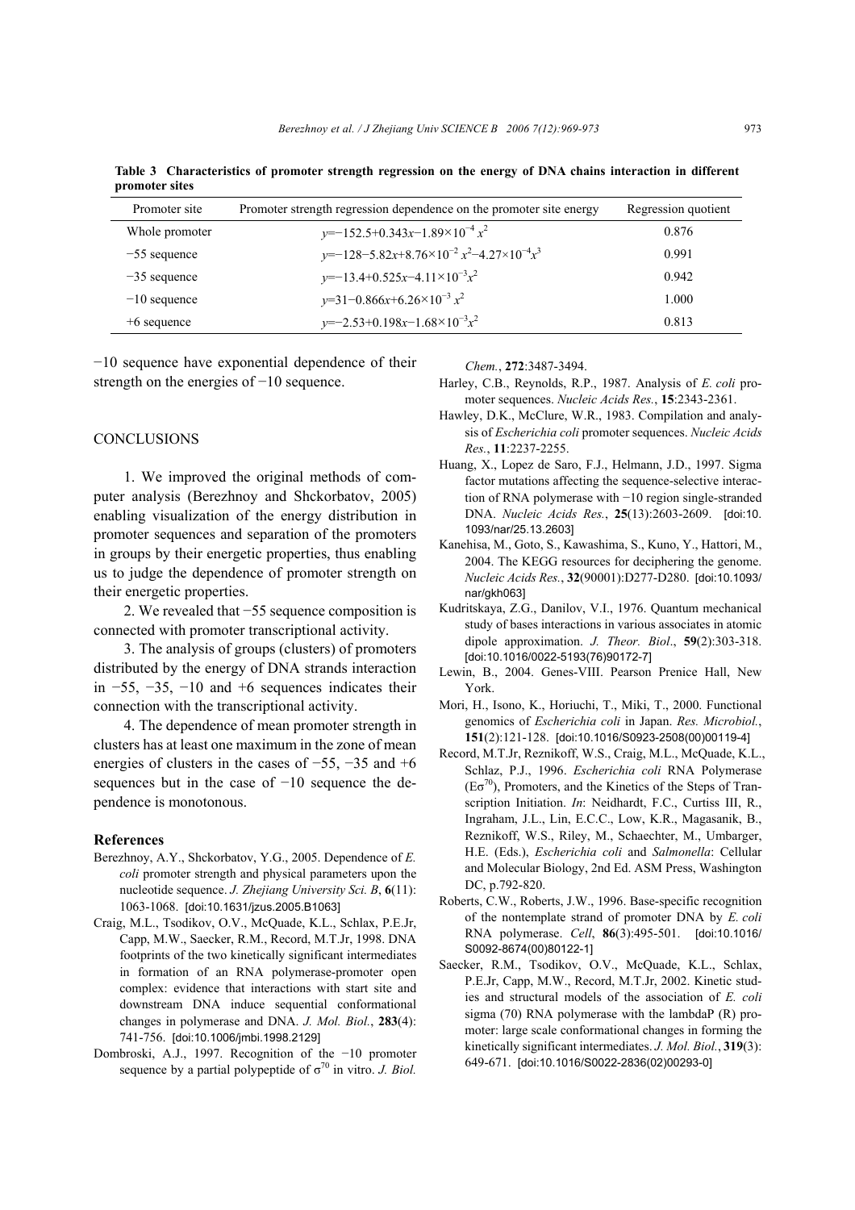**Table 3 Characteristics of promoter strength regression on the energy of DNA chains interaction in different promoter sites**

| Promoter site | Promoter strength regression dependence on the promoter site energy | Regression quotient |
|---|---|---|
| Whole promoter | $y=-152.5+0.343x-1.89\times10^{-4}x^2$ | 0.876 |
| −55 sequence | $y=-128-5.82x+8.76\times10^{-2}x^2-4.27\times10^{-4}x^3$ | 0.991 |
| −35 sequence | $y=-13.4+0.525x-4.11\times10^{-3}x^2$ | 0.942 |
| −10 sequence | $y=31-0.866x+6.26\times10^{-3}x^2$ | 1.000 |
| +6 sequence | $y=-2.53+0.198x-1.68\times10^{-3}x^2$ | 0.813 |

−10 sequence have exponential dependence of their strength on the energies of −10 sequence.

## CONCLUSIONS

1. We improved the original methods of computer analysis (Berezhnoy and Shckorbatov, 2005) enabling visualization of the energy distribution in promoter sequences and separation of the promoters in groups by their energetic properties, thus enabling us to judge the dependence of promoter strength on their energetic properties.

2. We revealed that −55 sequence composition is connected with promoter transcriptional activity.

3. The analysis of groups (clusters) of promoters distributed by the energy of DNA strands interaction in −55, −35, −10 and +6 sequences indicates their connection with the transcriptional activity.

4. The dependence of mean promoter strength in clusters has at least one maximum in the zone of mean energies of clusters in the cases of −55, −35 and +6 sequences but in the case of −10 sequence the dependence is monotonous.

## References

Berezhnoy, A.Y., Shckorbatov, Y.G., 2005. Dependence of *E. coli* promoter strength and physical parameters upon the nucleotide sequence. *J. Zhejiang University Sci. B*, **6**(11): 1063-1068. [doi:10.1631/jzus.2005.B1063]

Craig, M.L., Tsodikov, O.V., McQuade, K.L., Schlax, P.E.Jr, Capp, M.W., Saecker, R.M., Record, M.T.Jr, 1998. DNA footprints of the two kinetically significant intermediates in formation of an RNA polymerase-promoter open complex: evidence that interactions with start site and downstream DNA induce sequential conformational changes in polymerase and DNA. *J. Mol. Biol.*, **283**(4): 741-756. [doi:10.1006/jmbi.1998.2129]

Dombroski, A.J., 1997. Recognition of the −10 promoter sequence by a partial polypeptide of $\sigma^{70}$ in vitro. *J. Biol. Chem.*, **272**:3487-3494.

Harley, C.B., Reynolds, R.P., 1987. Analysis of *E. coli* promoter sequences. *Nucleic Acids Res.*, **15**:2343-2361.

Hawley, D.K., McClure, W.R., 1983. Compilation and analysis of *Escherichia coli* promoter sequences. *Nucleic Acids Res.*, **11**:2237-2255.

Huang, X., Lopez de Saro, F.J., Helmann, J.D., 1997. Sigma factor mutations affecting the sequence-selective interaction of RNA polymerase with −10 region single-stranded DNA. *Nucleic Acids Res.*, **25**(13):2603-2609. [doi:10.1093/nar/25.13.2603]

Kanehisa, M., Goto, S., Kawashima, S., Kuno, Y., Hattori, M., 2004. The KEGG resources for deciphering the genome. *Nucleic Acids Res.*, **32**(90001):D277-D280. [doi:10.1093/nar/gkh063]

Kudritskaya, Z.G., Danilov, V.I., 1976. Quantum mechanical study of bases interactions in various associates in atomic dipole approximation. *J. Theor. Biol.*, **59**(2):303-318. [doi:10.1016/0022-5193(76)90172-7]

Lewin, B., 2004. Genes-VIII. Pearson Prenice Hall, New York.

Mori, H., Isono, K., Horiuchi, T., Miki, T., 2000. Functional genomics of *Escherichia coli* in Japan. *Res. Microbiol.*, **151**(2):121-128. [doi:10.1016/S0923-2508(00)00119-4]

Record, M.T.Jr, Reznikoff, W.S., Craig, M.L., McQuade, K.L., Schlaz, P.J., 1996. *Escherichia coli* RNA Polymerase ($E\sigma^{70}$), Promoters, and the Kinetics of the Steps of Transcription Initiation. *In*: Neidhardt, F.C., Curtiss III, R., Ingraham, J.L., Lin, E.C.C., Low, K.R., Magasanik, B., Reznikoff, W.S., Riley, M., Schaechter, M., Umbarger, H.E. (Eds.), *Escherichia coli* and *Salmonella*: Cellular and Molecular Biology, 2nd Ed. ASM Press, Washington DC, p.792-820.

Roberts, C.W., Roberts, J.W., 1996. Base-specific recognition of the nontemplate strand of promoter DNA by *E. coli* RNA polymerase. *Cell*, **86**(3):495-501. [doi:10.1016/S0092-8674(00)80122-1]

Saecker, R.M., Tsodikov, O.V., McQuade, K.L., Schlax, P.E.Jr, Capp, M.W., Record, M.T.Jr, 2002. Kinetic studies and structural models of the association of *E. coli* sigma (70) RNA polymerase with the lambdaP (R) promoter: large scale conformational changes in forming the kinetically significant intermediates. *J. Mol. Biol.*, **319**(3): 649-671. [doi:10.1016/S0022-2836(02)00293-0]